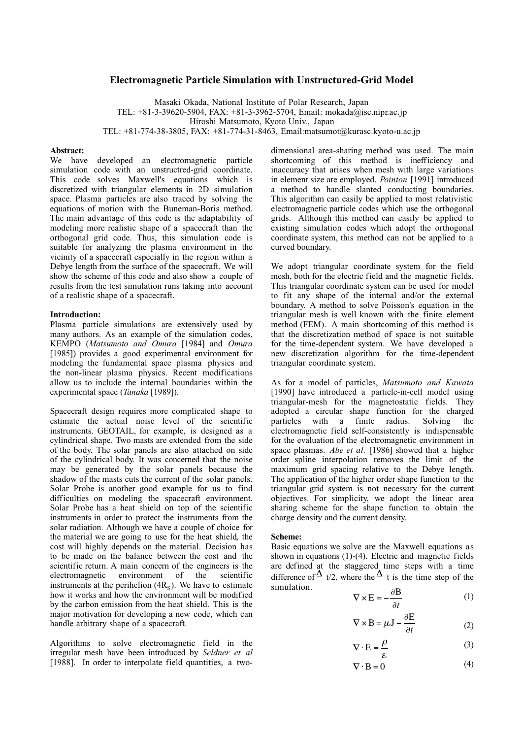# Electromagnetic Particle Simulation with Unstructured-Grid Model

Masaki Okada, National Institute of Polar Research, Japan
TEL: +81-3-39620-5904, FAX: +81-3-3962-5704, Email: mokada@isc.nipr.ac.jp
Hiroshi Matsumoto, Kyoto Univ., Japan
TEL: +81-774-38-3805, FAX: +81-774-31-8463, Email:matsumot@kurasc.kyoto-u.ac.jp

**Abstract:**
We have developed an electromagnetic particle simulation code with an unstructred-grid coordinate. This code solves Maxwell's equations which is discretized with triangular elements in 2D simulation space. Plasma particles are also traced by solving the equations of motion with the Buneman-Boris method. The main advantage of this code is the adaptability of modeling more realistic shape of a spacecraft than the orthogonal grid code. Thus, this simulation code is suitable for analyzing the plasma environment in the vicinity of a spacecraft especially in the region within a Debye length from the surface of the spacecraft. We will show the scheme of this code and also show a couple of results from the test simulation runs taking into account of a realistic shape of a spacecraft.

**Introduction:**
Plasma particle simulations are extensively used by many authors. As an example of the simulation codes, KEMPO (*Matsumoto and Omura* [1984] and *Omura* [1985]) provides a good experimental environment for modeling the fundamental space plasma physics and the non-linear plasma physics. Recent modifications allow us to include the internal boundaries within the experimental space (*Tanaka* [1989]).

Spacecraft design requires more complicated shape to estimate the actual noise level of the scientific instruments. GEOTAIL, for example, is designed as a cylindrical shape. Two masts are extended from the side of the body. The solar panels are also attached on side of the cylindrical body. It was concerned that the noise may be generated by the solar panels because the shadow of the masts cuts the current of the solar panels. Solar Probe is another good example for us to find difficulties on modeling the spacecraft environment. Solar Probe has a heat shield on top of the scientific instruments in order to protect the instruments from the solar radiation. Although we have a couple of choice for the material we are going to use for the heat shield, the cost will highly depends on the material. Decision has to be made on the balance between the cost and the scientific return. A main concern of the engineers is the electromagnetic environment of the scientific instruments at the perihelion ($4R_S$). We have to estimate how it works and how the environment will be modified by the carbon emission from the heat shield. This is the major motivation for developing a new code, which can handle arbitrary shape of a spacecraft.

Algorithms to solve electromagnetic field in the irregular mesh have been introduced by *Seldner et al* [1988]. In order to interpolate field quantities, a two-dimensional area-sharing method was used. The main shortcoming of this method is inefficiency and inaccuracy that arises when mesh with large variations in element size are employed. *Pointon* [1991] introduced a method to handle slanted conducting boundaries. This algorithm can easily be applied to most relativistic electromagnetic particle codes which use the orthogonal grids. Although this method can easily be applied to existing simulation codes which adopt the orthogonal coordinate system, this method can not be applied to a curved boundary.

We adopt triangular coordinate system for the field mesh, both for the electric field and the magnetic fields. This triangular coordinate system can be used for model to fit any shape of the internal and/or the external boundary. A method to solve Poisson's equation in the triangular mesh is well known with the finite element method (FEM). A main shortcoming of this method is that the discretization method of space is not suitable for the time-dependent system. We have developed a new discretization algorithm for the time-dependent triangular coordinate system.

As for a model of particles, *Matsumoto and Kawata* [1990] have introduced a particle-in-cell model using triangular-mesh for the magnetostatic fields. They adopted a circular shape function for the charged particles with a finite radius. Solving the electromagnetic field self-consistently is indispensable for the evaluation of the electromagnetic environment in space plasmas. *Abe et al.* [1986] showed that a higher order spline interpolation removes the limit of the maximum grid spacing relative to the Debye length. The application of the higher order shape function to the triangular grid system is not necessary for the current objectives. For simplicity, we adopt the linear area sharing scheme for the shape function to obtain the charge density and the current density.

**Scheme:**
Basic equations we solve are the Maxwell equations as shown in equations (1)-(4). Electric and magnetic fields are defined at the staggered time steps with a time difference of $\Delta t/2$, where the $\Delta t$ is the time step of the simulation.

$$\nabla \times \mathrm{E} = -\frac{\partial \mathrm{B}}{\partial t} \tag{1}$$

$$\nabla \times \mathrm{B} = \mu_o \mathrm{J} - \frac{\partial \mathrm{E}}{\partial t} \tag{2}$$

$$\nabla \cdot \mathrm{E} = \frac{\rho}{\varepsilon_o} \tag{3}$$

$$\nabla \cdot \mathrm{B} = 0 \tag{4}$$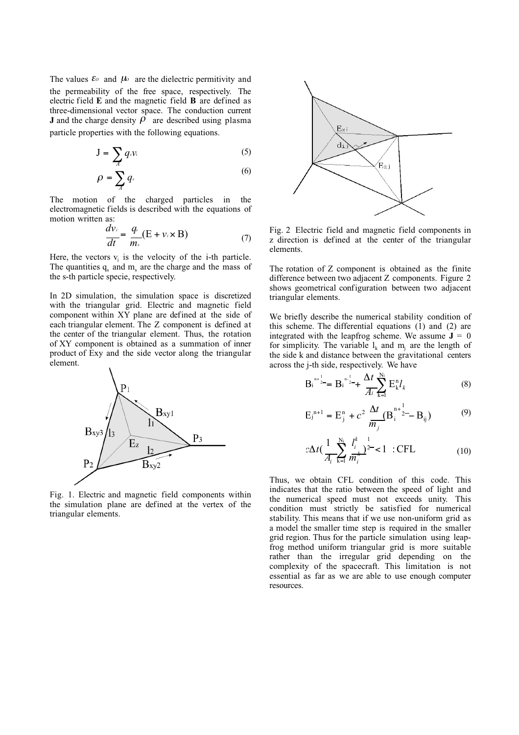The values $\varepsilon_0$ and $\mu_0$ are the dielectric permitivity and the permeability of the free space, respectively. The electric field **E** and the magnetic field **B** are defined as three-dimensional vector space. The conduction current **J** and the charge density $\rho$ are described using plasma particle properties with the following equations.

$$J = \sum_A q_s v_i \tag{5}$$

$$\rho = \sum_A q_s \tag{6}$$

The motion of the charged particles in the electromagnetic fields is described with the equations of motion written as:

$$\frac{dv_i}{dt} = \frac{q_s}{m_s}(E + v_i \times B) \tag{7}$$

Here, the vectors $v_i$ is the velocity of the i-th particle. The quantities $q_s$ and $m_s$ are the charge and the mass of the s-th particle specie, respectively.

In 2D simulation, the simulation space is discretized with the triangular grid. Electric and magnetic field component within XY plane are defined at the side of each triangular element. The Z component is defined at the center of the triangular element. Thus, the rotation of XY component is obtained as a summation of inner product of Exy and the side vector along the triangular element.

Fig. 1. Electric and magnetic field components within the simulation plane are defined at the vertex of the triangular elements.

Fig. 2 Electric field and magnetic field components in z direction is defined at the center of the triangular elements.

The rotation of Z component is obtained as the finite difference between two adjacent Z components. Figure 2 shows geometrical configuration between two adjacent triangular elements.

We briefly describe the numerical stability condition of this scheme. The differential equations (1) and (2) are integrated with the leapfrog scheme. We assume **J** = 0 for simplicity. The variable $l_k$ and $m_j$ are the length of the side k and distance between the gravitational centers across the j-th side, respectively. We have

$$B_i^{n+\frac{1}{2}} = B_i^{n-\frac{1}{2}} + \frac{\Delta t}{A_i}\sum_{k=1}^{N_i} E_k^n l_k \tag{8}$$

$$E_j^{n+1} = E_j^n + c^2 \frac{\Delta t}{m_j}(B_i^{n+\frac{1}{2}} - B_{ij}) \tag{9}$$

$$c\Delta t\left(\frac{1}{A_i}\sum_{k=1}^{N_i}\frac{l_i^k}{m_i^k}\right)^{\frac{1}{2}} < 1 \quad :\text{CFL} \tag{10}$$

Thus, we obtain CFL condition of this code. This indicates that the ratio between the speed of light and the numerical speed must not exceeds unity. This condition must strictly be satisfied for numerical stability. This means that if we use non-uniform grid as a model the smaller time step is required in the smaller grid region. Thus for the particle simulation using leap-frog method uniform triangular grid is more suitable rather than the irregular grid depending on the complexity of the spacecraft. This limitation is not essential as far as we are able to use enough computer resources.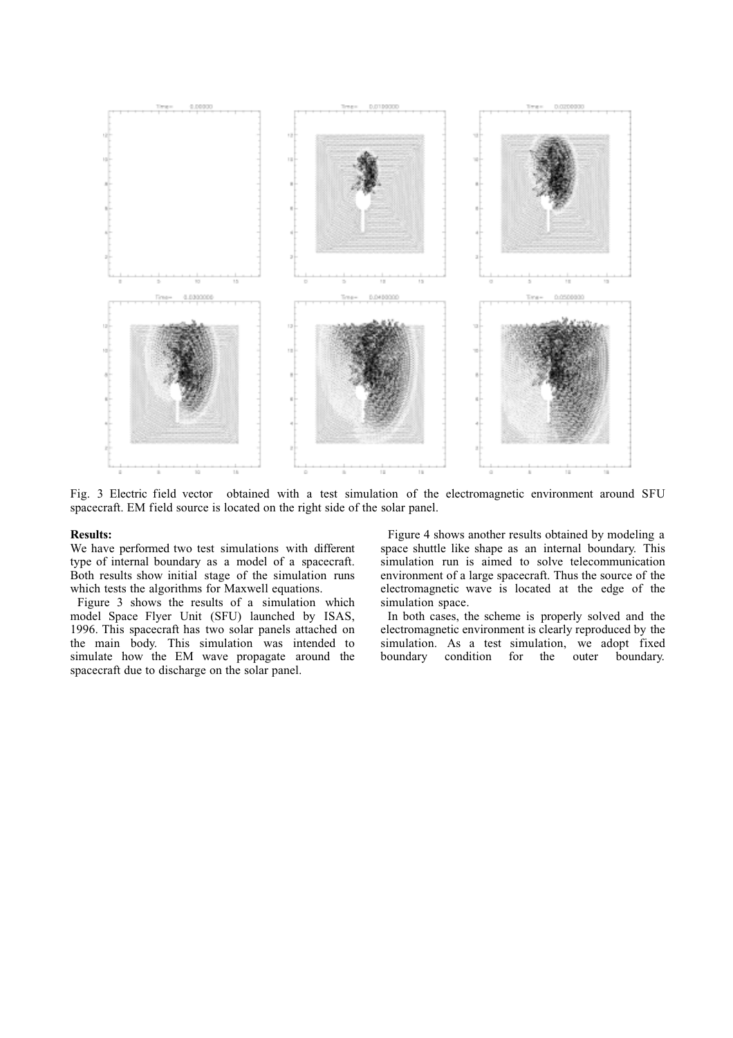Fig. 3 Electric field vector obtained with a test simulation of the electromagnetic environment around SFU spacecraft. EM field source is located on the right side of the solar panel.

**Results:**

We have performed two test simulations with different type of internal boundary as a model of a spacecraft. Both results show initial stage of the simulation runs which tests the algorithms for Maxwell equations.

Figure 3 shows the results of a simulation which model Space Flyer Unit (SFU) launched by ISAS, 1996. This spacecraft has two solar panels attached on the main body. This simulation was intended to simulate how the EM wave propagate around the spacecraft due to discharge on the solar panel.

Figure 4 shows another results obtained by modeling a space shuttle like shape as an internal boundary. This simulation run is aimed to solve telecommunication environment of a large spacecraft. Thus the source of the electromagnetic wave is located at the edge of the simulation space.

In both cases, the scheme is properly solved and the electromagnetic environment is clearly reproduced by the simulation. As a test simulation, we adopt fixed boundary condition for the outer boundary.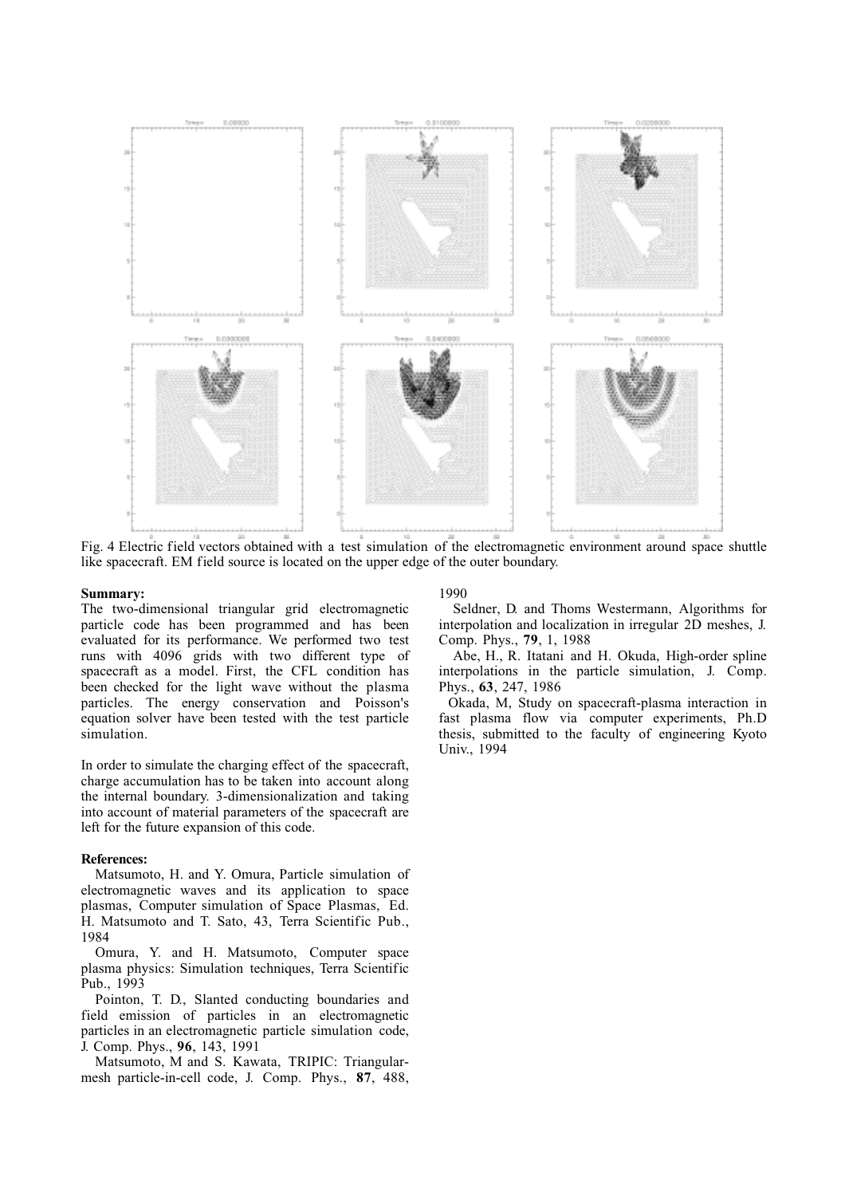Fig. 4 Electric field vectors obtained with a test simulation of the electromagnetic environment around space shuttle like spacecraft. EM field source is located on the upper edge of the outer boundary.

**Summary:**

The two-dimensional triangular grid electromagnetic particle code has been programmed and has been evaluated for its performance. We performed two test runs with 4096 grids with two different type of spacecraft as a model. First, the CFL condition has been checked for the light wave without the plasma particles. The energy conservation and Poisson's equation solver have been tested with the test particle simulation.

In order to simulate the charging effect of the spacecraft, charge accumulation has to be taken into account along the internal boundary. 3-dimensionalization and taking into account of material parameters of the spacecraft are left for the future expansion of this code.

**References:**

Matsumoto, H. and Y. Omura, Particle simulation of electromagnetic waves and its application to space plasmas, Computer simulation of Space Plasmas, Ed. H. Matsumoto and T. Sato, 43, Terra Scientific Pub., 1984

Omura, Y. and H. Matsumoto, Computer space plasma physics: Simulation techniques, Terra Scientific Pub., 1993

Pointon, T. D., Slanted conducting boundaries and field emission of particles in an electromagnetic particles in an electromagnetic particle simulation code, J. Comp. Phys., **96**, 143, 1991

Matsumoto, M and S. Kawata, TRIPIC: Triangular-mesh particle-in-cell code, J. Comp. Phys., **87**, 488, 1990

Seldner, D. and Thoms Westermann, Algorithms for interpolation and localization in irregular 2D meshes, J. Comp. Phys., **79**, 1, 1988

Abe, H., R. Itatani and H. Okuda, High-order spline interpolations in the particle simulation, J. Comp. Phys., **63**, 247, 1986

Okada, M, Study on spacecraft-plasma interaction in fast plasma flow via computer experiments, Ph.D thesis, submitted to the faculty of engineering Kyoto Univ., 1994